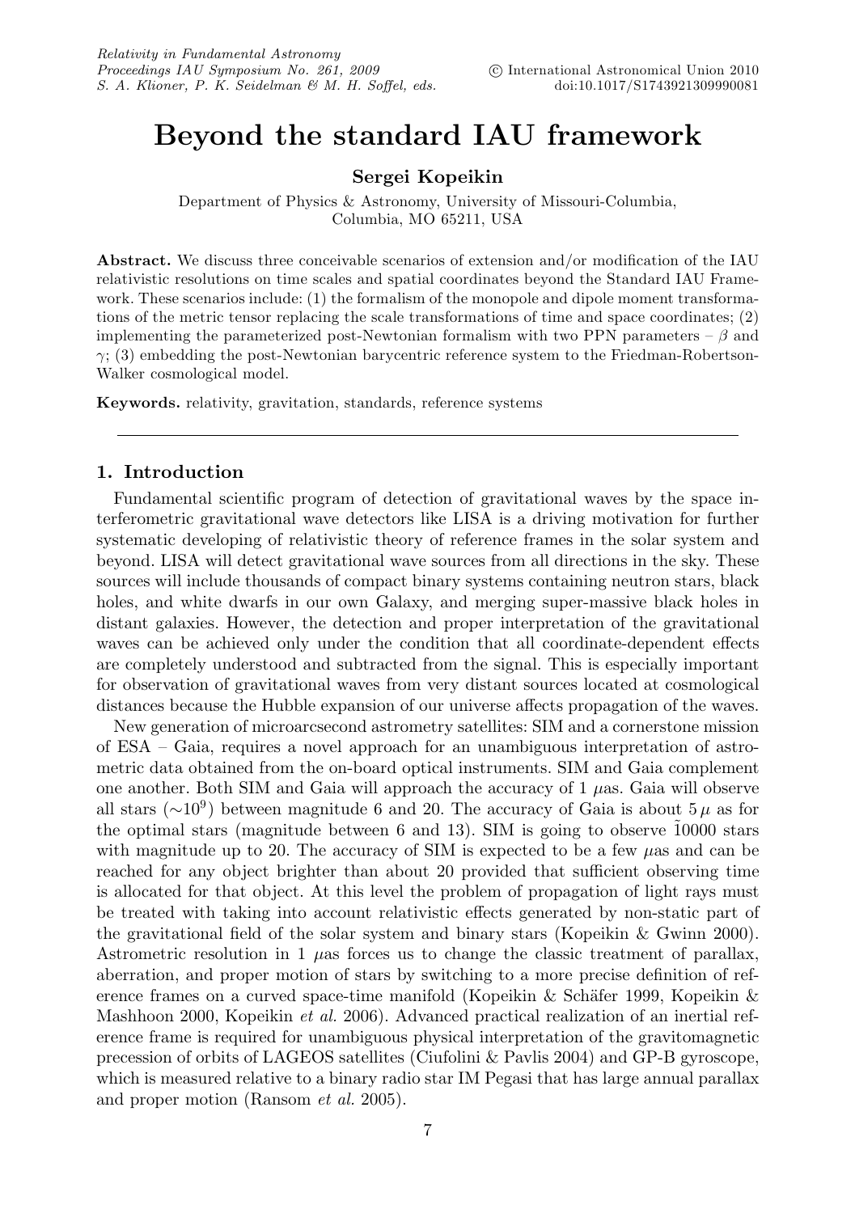# Beyond the standard IAU framework

**Sergei Kopeikin**

Department of Physics & Astronomy, University of Missouri-Columbia, Columbia, MO 65211, USA

**Abstract.** We discuss three conceivable scenarios of extension and/or modification of the IAU relativistic resolutions on time scales and spatial coordinates beyond the Standard IAU Framework. These scenarios include: (1) the formalism of the monopole and dipole moment transformations of the metric tensor replacing the scale transformations of time and space coordinates; (2) implementing the parameterized post-Newtonian formalism with two PPN parameters – $\beta$ and $\gamma$; (3) embedding the post-Newtonian barycentric reference system to the Friedman-Robertson-Walker cosmological model.

**Keywords.** relativity, gravitation, standards, reference systems

## 1. Introduction

Fundamental scientific program of detection of gravitational waves by the space interferometric gravitational wave detectors like LISA is a driving motivation for further systematic developing of relativistic theory of reference frames in the solar system and beyond. LISA will detect gravitational wave sources from all directions in the sky. These sources will include thousands of compact binary systems containing neutron stars, black holes, and white dwarfs in our own Galaxy, and merging super-massive black holes in distant galaxies. However, the detection and proper interpretation of the gravitational waves can be achieved only under the condition that all coordinate-dependent effects are completely understood and subtracted from the signal. This is especially important for observation of gravitational waves from very distant sources located at cosmological distances because the Hubble expansion of our universe affects propagation of the waves.

New generation of microarcsecond astrometry satellites: SIM and a cornerstone mission of ESA – Gaia, requires a novel approach for an unambiguous interpretation of astrometric data obtained from the on-board optical instruments. SIM and Gaia complement one another. Both SIM and Gaia will approach the accuracy of 1 $\mu$as. Gaia will observe all stars ($\sim 10^9$) between magnitude 6 and 20. The accuracy of Gaia is about 5 $\mu$ as for the optimal stars (magnitude between 6 and 13). SIM is going to observe ~10000 stars with magnitude up to 20. The accuracy of SIM is expected to be a few $\mu$as and can be reached for any object brighter than about 20 provided that sufficient observing time is allocated for that object. At this level the problem of propagation of light rays must be treated with taking into account relativistic effects generated by non-static part of the gravitational field of the solar system and binary stars (Kopeikin & Gwinn 2000). Astrometric resolution in 1 $\mu$as forces us to change the classic treatment of parallax, aberration, and proper motion of stars by switching to a more precise definition of reference frames on a curved space-time manifold (Kopeikin & Schäfer 1999, Kopeikin & Mashhoon 2000, Kopeikin *et al.* 2006). Advanced practical realization of an inertial reference frame is required for unambiguous physical interpretation of the gravitomagnetic precession of orbits of LAGEOS satellites (Ciufolini & Pavlis 2004) and GP-B gyroscope, which is measured relative to a binary radio star IM Pegasi that has large annual parallax and proper motion (Ransom *et al.* 2005).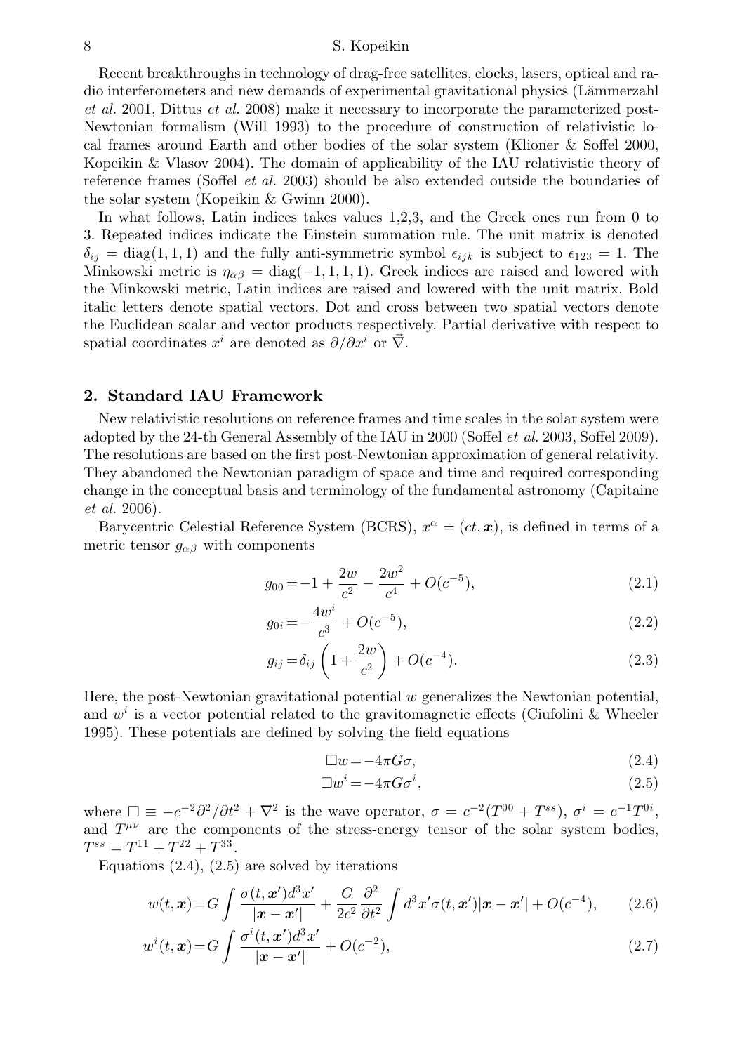Recent breakthroughs in technology of drag-free satellites, clocks, lasers, optical and radio interferometers and new demands of experimental gravitational physics (Lämmerzahl *et al.* 2001, Dittus *et al.* 2008) make it necessary to incorporate the parameterized post-Newtonian formalism (Will 1993) to the procedure of construction of relativistic local frames around Earth and other bodies of the solar system (Klioner & Soffel 2000, Kopeikin & Vlasov 2004). The domain of applicability of the IAU relativistic theory of reference frames (Soffel *et al.* 2003) should be also extended outside the boundaries of the solar system (Kopeikin & Gwinn 2000).

In what follows, Latin indices takes values 1,2,3, and the Greek ones run from 0 to 3. Repeated indices indicate the Einstein summation rule. The unit matrix is denoted $\delta_{ij} = \mathrm{diag}(1,1,1)$ and the fully anti-symmetric symbol $\epsilon_{ijk}$ is subject to $\epsilon_{123} = 1$. The Minkowski metric is $\eta_{\alpha\beta} = \mathrm{diag}(-1,1,1,1)$. Greek indices are raised and lowered with the Minkowski metric, Latin indices are raised and lowered with the unit matrix. Bold italic letters denote spatial vectors. Dot and cross between two spatial vectors denote the Euclidean scalar and vector products respectively. Partial derivative with respect to spatial coordinates $x^i$ are denoted as $\partial/\partial x^i$ or $\vec{\nabla}$.

## 2. Standard IAU Framework

New relativistic resolutions on reference frames and time scales in the solar system were adopted by the 24-th General Assembly of the IAU in 2000 (Soffel *et al.* 2003, Soffel 2009). The resolutions are based on the first post-Newtonian approximation of general relativity. They abandoned the Newtonian paradigm of space and time and required corresponding change in the conceptual basis and terminology of the fundamental astronomy (Capitaine *et al.* 2006).

Barycentric Celestial Reference System (BCRS), $x^\alpha = (ct, \boldsymbol{x})$, is defined in terms of a metric tensor $g_{\alpha\beta}$ with components

$$g_{00} = -1 + \frac{2w}{c^2} - \frac{2w^2}{c^4} + O(c^{-5}), \tag{2.1}$$

$$g_{0i} = -\frac{4w^i}{c^3} + O(c^{-5}), \tag{2.2}$$

$$g_{ij} = \delta_{ij}\left(1 + \frac{2w}{c^2}\right) + O(c^{-4}). \tag{2.3}$$

Here, the post-Newtonian gravitational potential $w$ generalizes the Newtonian potential, and $w^i$ is a vector potential related to the gravitomagnetic effects (Ciufolini & Wheeler 1995). These potentials are defined by solving the field equations

$$\Box w = -4\pi G\sigma, \tag{2.4}$$

$$\Box w^i = -4\pi G\sigma^i, \tag{2.5}$$

where $\Box \equiv -c^{-2}\partial^2/\partial t^2 + \nabla^2$ is the wave operator, $\sigma = c^{-2}(T^{00} + T^{ss})$, $\sigma^i = c^{-1}T^{0i}$, and $T^{\mu\nu}$ are the components of the stress-energy tensor of the solar system bodies, $T^{ss} = T^{11} + T^{22} + T^{33}$.

Equations (2.4), (2.5) are solved by iterations

$$w(t,\boldsymbol{x}) = G\int \frac{\sigma(t,\boldsymbol{x}')d^3x'}{|\boldsymbol{x}-\boldsymbol{x}'|} + \frac{G}{2c^2}\frac{\partial^2}{\partial t^2}\int d^3x'\sigma(t,\boldsymbol{x}')|\boldsymbol{x}-\boldsymbol{x}'| + O(c^{-4}), \tag{2.6}$$

$$w^i(t,\boldsymbol{x}) = G\int \frac{\sigma^i(t,\boldsymbol{x}')d^3x'}{|\boldsymbol{x}-\boldsymbol{x}'|} + O(c^{-2}), \tag{2.7}$$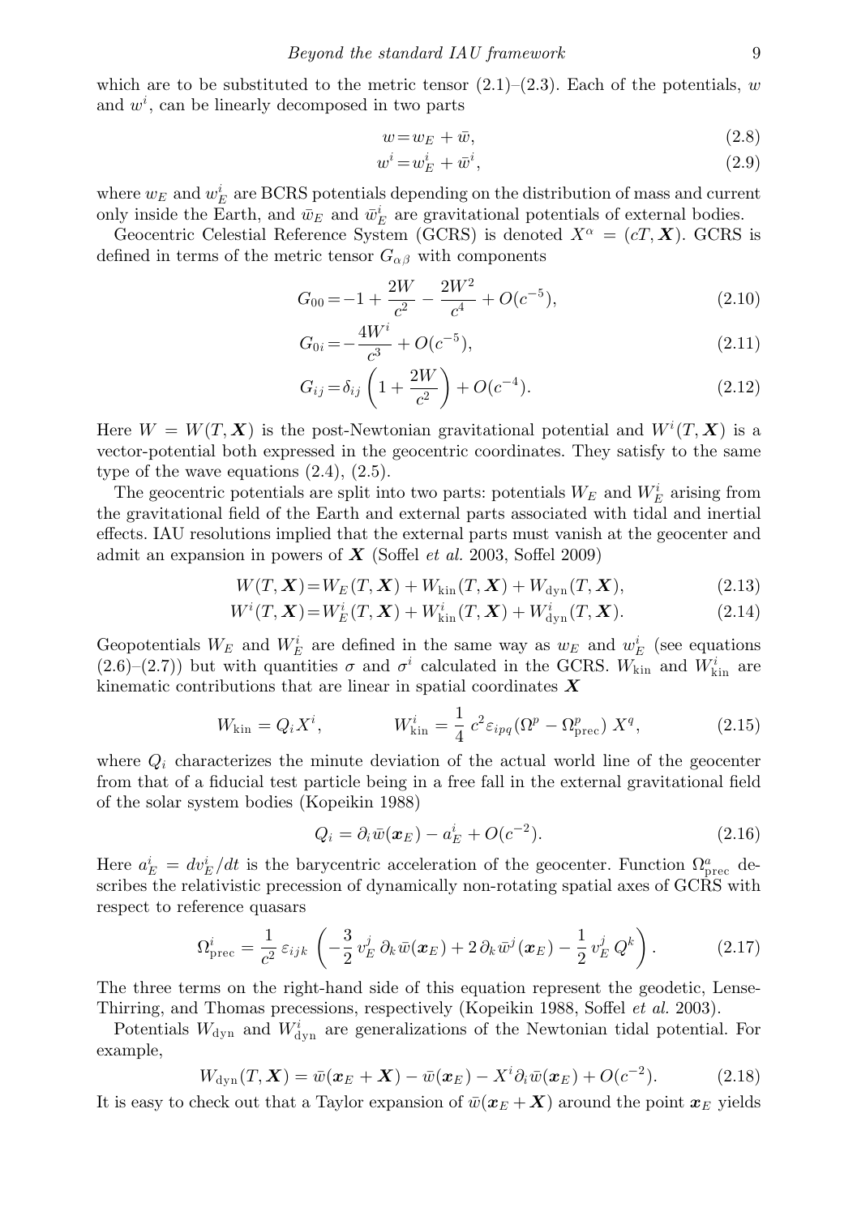which are to be substituted to the metric tensor (2.1)–(2.3). Each of the potentials, $w$ and $w^i$, can be linearly decomposed in two parts

$$w = w_E + \bar{w}, \tag{2.8}$$

$$w^i = w^i_E + \bar{w}^i, \tag{2.9}$$

where $w_E$ and $w^i_E$ are BCRS potentials depending on the distribution of mass and current only inside the Earth, and $\bar{w}_E$ and $\bar{w}^i_E$ are gravitational potentials of external bodies.

Geocentric Celestial Reference System (GCRS) is denoted $X^\alpha = (cT, \boldsymbol{X})$. GCRS is defined in terms of the metric tensor $G_{\alpha\beta}$ with components

$$G_{00} = -1 + \frac{2W}{c^2} - \frac{2W^2}{c^4} + O(c^{-5}), \tag{2.10}$$

$$G_{0i} = -\frac{4W^i}{c^3} + O(c^{-5}), \tag{2.11}$$

$$G_{ij} = \delta_{ij}\left(1 + \frac{2W}{c^2}\right) + O(c^{-4}). \tag{2.12}$$

Here $W = W(T, \boldsymbol{X})$ is the post-Newtonian gravitational potential and $W^i(T, \boldsymbol{X})$ is a vector-potential both expressed in the geocentric coordinates. They satisfy to the same type of the wave equations (2.4), (2.5).

The geocentric potentials are split into two parts: potentials $W_E$ and $W^i_E$ arising from the gravitational field of the Earth and external parts associated with tidal and inertial effects. IAU resolutions implied that the external parts must vanish at the geocenter and admit an expansion in powers of $\boldsymbol{X}$ (Soffel *et al.* 2003, Soffel 2009)

$$W(T, \boldsymbol{X}) = W_E(T, \boldsymbol{X}) + W_{\rm kin}(T, \boldsymbol{X}) + W_{\rm dyn}(T, \boldsymbol{X}), \tag{2.13}$$

$$W^i(T, \boldsymbol{X}) = W^i_E(T, \boldsymbol{X}) + W^i_{\rm kin}(T, \boldsymbol{X}) + W^i_{\rm dyn}(T, \boldsymbol{X}). \tag{2.14}$$

Geopotentials $W_E$ and $W^i_E$ are defined in the same way as $w_E$ and $w^i_E$ (see equations (2.6)–(2.7)) but with quantities $\sigma$ and $\sigma^i$ calculated in the GCRS. $W_{\rm kin}$ and $W^i_{\rm kin}$ are kinematic contributions that are linear in spatial coordinates $\boldsymbol{X}$

$$W_{\rm kin} = Q_i X^i, \qquad W^i_{\rm kin} = \frac{1}{4}\, c^2 \varepsilon_{ipq}(\Omega^p - \Omega^p_{\rm prec})\, X^q, \tag{2.15}$$

where $Q_i$ characterizes the minute deviation of the actual world line of the geocenter from that of a fiducial test particle being in a free fall in the external gravitational field of the solar system bodies (Kopeikin 1988)

$$Q_i = \partial_i \bar{w}(\boldsymbol{x}_E) - a^i_E + O(c^{-2}). \tag{2.16}$$

Here $a^i_E = dv^i_E/dt$ is the barycentric acceleration of the geocenter. Function $\Omega^a_{\rm prec}$ describes the relativistic precession of dynamically non-rotating spatial axes of GCRS with respect to reference quasars

$$\Omega^i_{\rm prec} = \frac{1}{c^2}\,\varepsilon_{ijk}\left(-\frac{3}{2}\, v^j_E\, \partial_k \bar{w}(\boldsymbol{x}_E) + 2\,\partial_k \bar{w}^j(\boldsymbol{x}_E) - \frac{1}{2}\, v^j_E\, Q^k\right). \tag{2.17}$$

The three terms on the right-hand side of this equation represent the geodetic, Lense-Thirring, and Thomas precessions, respectively (Kopeikin 1988, Soffel *et al.* 2003).

Potentials $W_{\rm dyn}$ and $W^i_{\rm dyn}$ are generalizations of the Newtonian tidal potential. For example,

$$W_{\rm dyn}(T, \boldsymbol{X}) = \bar{w}(\boldsymbol{x}_E + \boldsymbol{X}) - \bar{w}(\boldsymbol{x}_E) - X^i \partial_i \bar{w}(\boldsymbol{x}_E) + O(c^{-2}). \tag{2.18}$$

It is easy to check out that a Taylor expansion of $\bar{w}(\boldsymbol{x}_E + \boldsymbol{X})$ around the point $\boldsymbol{x}_E$ yields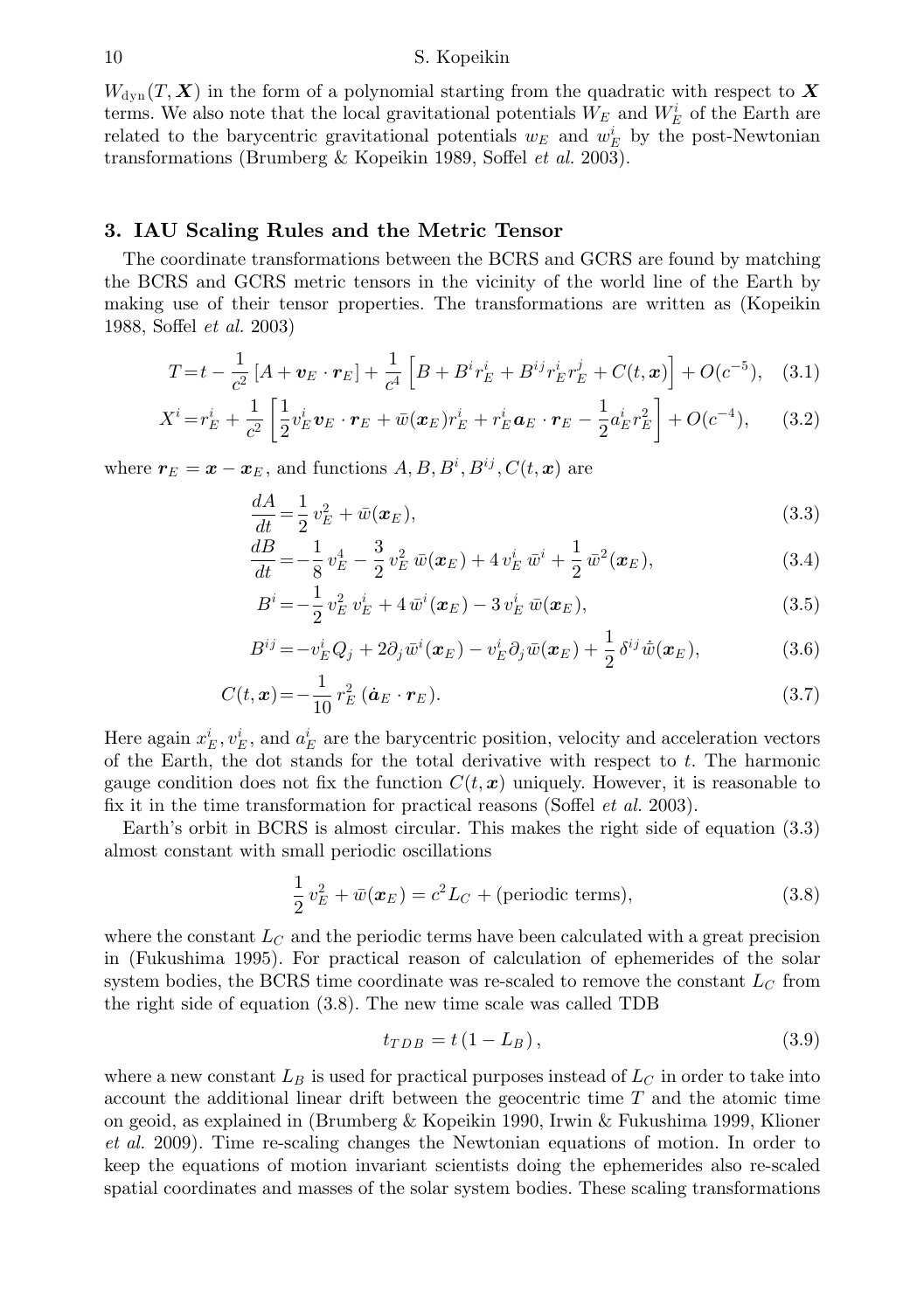$W_{\rm dyn}(T, \boldsymbol{X})$ in the form of a polynomial starting from the quadratic with respect to $\boldsymbol{X}$ terms. We also note that the local gravitational potentials $W_E$ and $W_E^i$ of the Earth are related to the barycentric gravitational potentials $w_E$ and $w_E^i$ by the post-Newtonian transformations (Brumberg & Kopeikin 1989, Soffel *et al.* 2003).

## 3. IAU Scaling Rules and the Metric Tensor

The coordinate transformations between the BCRS and GCRS are found by matching the BCRS and GCRS metric tensors in the vicinity of the world line of the Earth by making use of their tensor properties. The transformations are written as (Kopeikin 1988, Soffel *et al.* 2003)

$$T = t - \frac{1}{c^2}\left[A + \boldsymbol{v}_E \cdot \boldsymbol{r}_E\right] + \frac{1}{c^4}\left[B + B^i r_E^i + B^{ij} r_E^i r_E^j + C(t, \boldsymbol{x})\right] + O(c^{-5}), \quad (3.1)$$

$$X^i = r_E^i + \frac{1}{c^2}\left[\frac{1}{2} v_E^i \boldsymbol{v}_E \cdot \boldsymbol{r}_E + \bar{w}(\boldsymbol{x}_E) r_E^i + r_E^i \boldsymbol{a}_E \cdot \boldsymbol{r}_E - \frac{1}{2} a_E^i r_E^2\right] + O(c^{-4}), \quad (3.2)$$

where $\boldsymbol{r}_E = \boldsymbol{x} - \boldsymbol{x}_E$, and functions $A, B, B^i, B^{ij}, C(t, \boldsymbol{x})$ are

$$\frac{dA}{dt} = \frac{1}{2}\, v_E^2 + \bar{w}(\boldsymbol{x}_E), \quad (3.3)$$

$$\frac{dB}{dt} = -\frac{1}{8}\, v_E^4 - \frac{3}{2}\, v_E^2\, \bar{w}(\boldsymbol{x}_E) + 4\, v_E^i\, \bar{w}^i + \frac{1}{2}\, \bar{w}^2(\boldsymbol{x}_E), \quad (3.4)$$

$$B^i = -\frac{1}{2}\, v_E^2\, v_E^i + 4\, \bar{w}^i(\boldsymbol{x}_E) - 3\, v_E^i\, \bar{w}(\boldsymbol{x}_E), \quad (3.5)$$

$$B^{ij} = -v_E^i Q_j + 2\partial_j \bar{w}^i(\boldsymbol{x}_E) - v_E^i \partial_j \bar{w}(\boldsymbol{x}_E) + \frac{1}{2}\, \delta^{ij}\, \dot{\bar{w}}(\boldsymbol{x}_E), \quad (3.6)$$

$$C(t, \boldsymbol{x}) = -\frac{1}{10}\, r_E^2\, (\dot{\boldsymbol{a}}_E \cdot \boldsymbol{r}_E). \quad (3.7)$$

Here again $x_E^i, v_E^i$, and $a_E^i$ are the barycentric position, velocity and acceleration vectors of the Earth, the dot stands for the total derivative with respect to $t$. The harmonic gauge condition does not fix the function $C(t, \boldsymbol{x})$ uniquely. However, it is reasonable to fix it in the time transformation for practical reasons (Soffel *et al.* 2003).

Earth's orbit in BCRS is almost circular. This makes the right side of equation (3.3) almost constant with small periodic oscillations

$$\frac{1}{2}\, v_E^2 + \bar{w}(\boldsymbol{x}_E) = c^2 L_C + (\text{periodic terms}), \quad (3.8)$$

where the constant $L_C$ and the periodic terms have been calculated with a great precision in (Fukushima 1995). For practical reason of calculation of ephemerides of the solar system bodies, the BCRS time coordinate was re-scaled to remove the constant $L_C$ from the right side of equation (3.8). The new time scale was called TDB

$$t_{TDB} = t\,(1 - L_B)\,, \quad (3.9)$$

where a new constant $L_B$ is used for practical purposes instead of $L_C$ in order to take into account the additional linear drift between the geocentric time $T$ and the atomic time on geoid, as explained in (Brumberg & Kopeikin 1990, Irwin & Fukushima 1999, Klioner *et al.* 2009). Time re-scaling changes the Newtonian equations of motion. In order to keep the equations of motion invariant scientists doing the ephemerides also re-scaled spatial coordinates and masses of the solar system bodies. These scaling transformations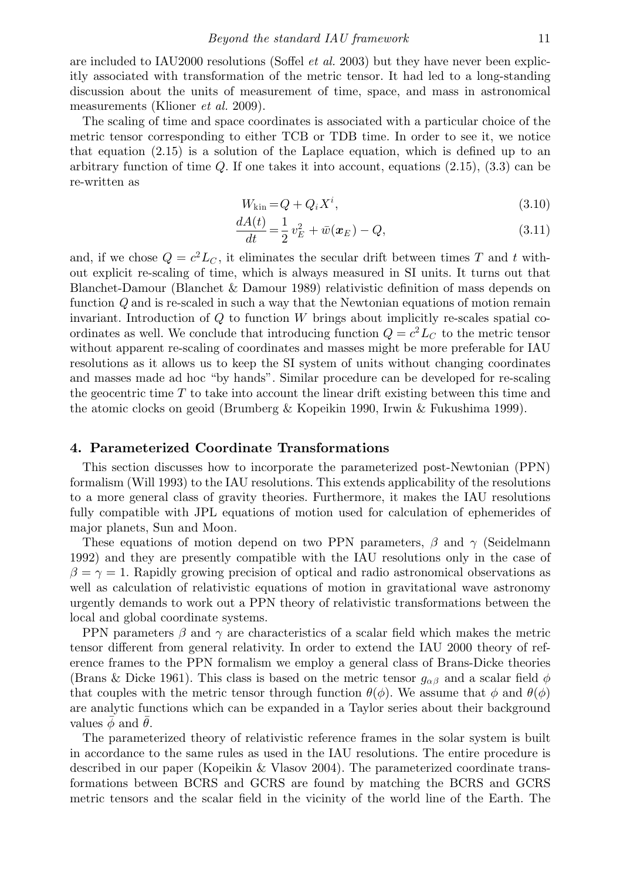are included to IAU2000 resolutions (Soffel *et al.* 2003) but they have never been explicitly associated with transformation of the metric tensor. It had led to a long-standing discussion about the units of measurement of time, space, and mass in astronomical measurements (Klioner *et al.* 2009).

The scaling of time and space coordinates is associated with a particular choice of the metric tensor corresponding to either TCB or TDB time. In order to see it, we notice that equation (2.15) is a solution of the Laplace equation, which is defined up to an arbitrary function of time $Q$. If one takes it into account, equations (2.15), (3.3) can be re-written as

$$W_{\rm kin} = Q + Q_i X^i, \tag{3.10}$$

$$\frac{dA(t)}{dt} = \frac{1}{2}\, v_E^2 + \bar{w}(\boldsymbol{x}_E) - Q, \tag{3.11}$$

and, if we chose $Q = c^2 L_C$, it eliminates the secular drift between times $T$ and $t$ without explicit re-scaling of time, which is always measured in SI units. It turns out that Blanchet-Damour (Blanchet & Damour 1989) relativistic definition of mass depends on function $Q$ and is re-scaled in such a way that the Newtonian equations of motion remain invariant. Introduction of $Q$ to function $W$ brings about implicitly re-scales spatial coordinates as well. We conclude that introducing function $Q = c^2 L_C$ to the metric tensor without apparent re-scaling of coordinates and masses might be more preferable for IAU resolutions as it allows us to keep the SI system of units without changing coordinates and masses made ad hoc "by hands". Similar procedure can be developed for re-scaling the geocentric time $T$ to take into account the linear drift existing between this time and the atomic clocks on geoid (Brumberg & Kopeikin 1990, Irwin & Fukushima 1999).

## 4. Parameterized Coordinate Transformations

This section discusses how to incorporate the parameterized post-Newtonian (PPN) formalism (Will 1993) to the IAU resolutions. This extends applicability of the resolutions to a more general class of gravity theories. Furthermore, it makes the IAU resolutions fully compatible with JPL equations of motion used for calculation of ephemerides of major planets, Sun and Moon.

These equations of motion depend on two PPN parameters, $\beta$ and $\gamma$ (Seidelmann 1992) and they are presently compatible with the IAU resolutions only in the case of $\beta = \gamma = 1$. Rapidly growing precision of optical and radio astronomical observations as well as calculation of relativistic equations of motion in gravitational wave astronomy urgently demands to work out a PPN theory of relativistic transformations between the local and global coordinate systems.

PPN parameters $\beta$ and $\gamma$ are characteristics of a scalar field which makes the metric tensor different from general relativity. In order to extend the IAU 2000 theory of reference frames to the PPN formalism we employ a general class of Brans-Dicke theories (Brans & Dicke 1961). This class is based on the metric tensor $g_{\alpha\beta}$ and a scalar field $\phi$ that couples with the metric tensor through function $\theta(\phi)$. We assume that $\phi$ and $\theta(\phi)$ are analytic functions which can be expanded in a Taylor series about their background values $\bar{\phi}$ and $\bar{\theta}$.

The parameterized theory of relativistic reference frames in the solar system is built in accordance to the same rules as used in the IAU resolutions. The entire procedure is described in our paper (Kopeikin & Vlasov 2004). The parameterized coordinate transformations between BCRS and GCRS are found by matching the BCRS and GCRS metric tensors and the scalar field in the vicinity of the world line of the Earth. The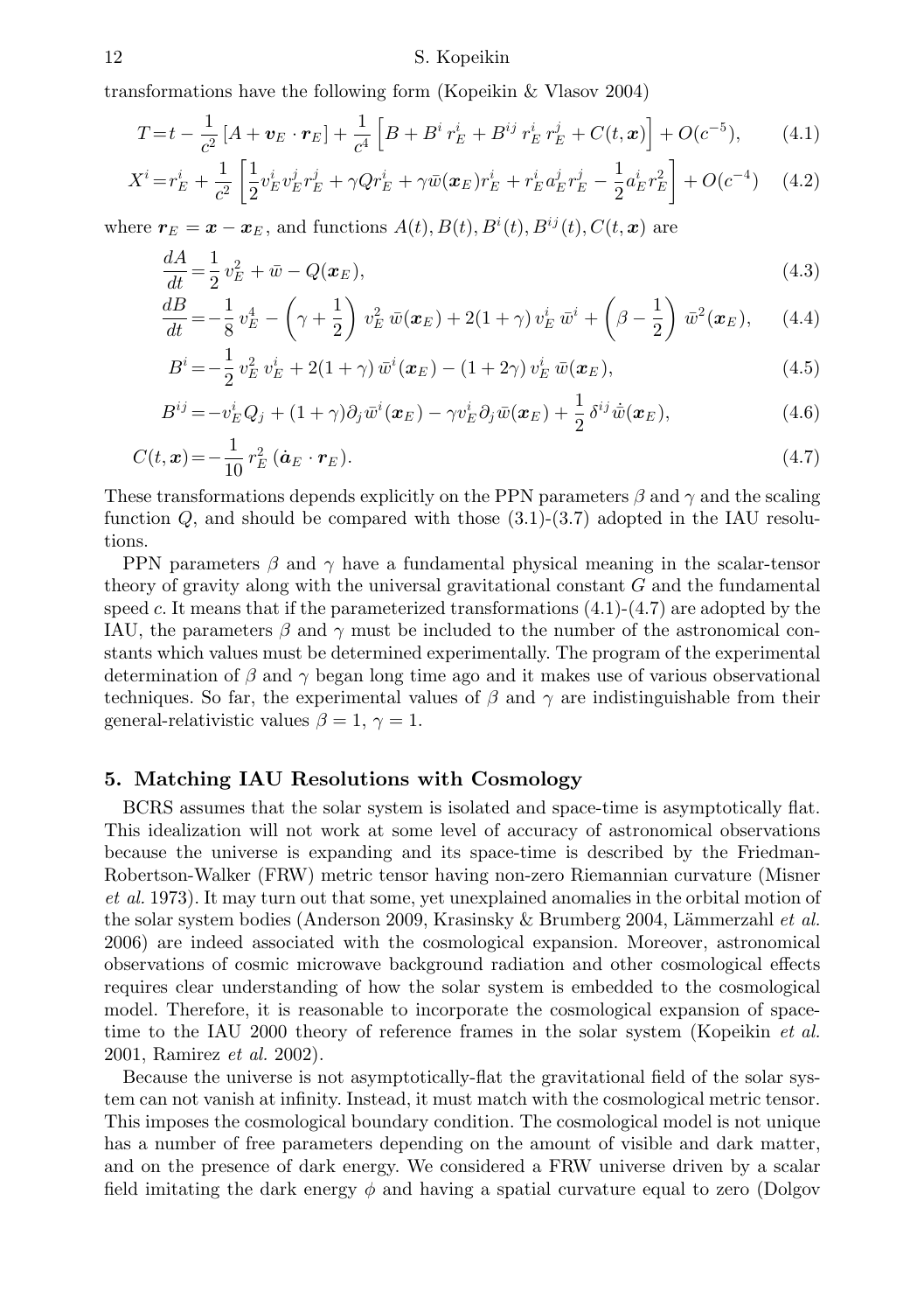transformations have the following form (Kopeikin & Vlasov 2004)

$$T = t - \frac{1}{c^2}\left[A + \boldsymbol{v}_E \cdot \boldsymbol{r}_E\right] + \frac{1}{c^4}\left[B + B^i\, r_E^i + B^{ij}\, r_E^i\, r_E^j + C(t, \boldsymbol{x})\right] + O(c^{-5}), \tag{4.1}$$

$$X^i = r_E^i + \frac{1}{c^2}\left[\frac{1}{2} v_E^i v_E^j r_E^j + \gamma Q r_E^i + \gamma \bar{w}(\boldsymbol{x}_E) r_E^i + r_E^i a_E^j r_E^j - \frac{1}{2} a_E^i r_E^2\right] + O(c^{-4}) \tag{4.2}$$

where $\boldsymbol{r}_E = \boldsymbol{x} - \boldsymbol{x}_E$, and functions $A(t), B(t), B^i(t), B^{ij}(t), C(t, \boldsymbol{x})$ are

$$\frac{dA}{dt} = \frac{1}{2}\, v_E^2 + \bar{w} - Q(\boldsymbol{x}_E), \tag{4.3}$$

$$\frac{dB}{dt} = -\frac{1}{8}\, v_E^4 - \left(\gamma + \frac{1}{2}\right) v_E^2\, \bar{w}(\boldsymbol{x}_E) + 2(1+\gamma)\, v_E^i\, \bar{w}^i + \left(\beta - \frac{1}{2}\right) \bar{w}^2(\boldsymbol{x}_E), \tag{4.4}$$

$$B^i = -\frac{1}{2}\, v_E^2\, v_E^i + 2(1+\gamma)\, \bar{w}^i(\boldsymbol{x}_E) - (1+2\gamma)\, v_E^i\, \bar{w}(\boldsymbol{x}_E), \tag{4.5}$$

$$B^{ij} = -v_E^i Q_j + (1+\gamma)\partial_j \bar{w}^i(\boldsymbol{x}_E) - \gamma v_E^i \partial_j \bar{w}(\boldsymbol{x}_E) + \frac{1}{2}\, \delta^{ij}\, \dot{\bar{w}}(\boldsymbol{x}_E), \tag{4.6}$$

$$C(t, \boldsymbol{x}) = -\frac{1}{10}\, r_E^2\, (\dot{\boldsymbol{a}}_E \cdot \boldsymbol{r}_E). \tag{4.7}$$

These transformations depends explicitly on the PPN parameters $\beta$ and $\gamma$ and the scaling function $Q$, and should be compared with those (3.1)-(3.7) adopted in the IAU resolutions.

PPN parameters $\beta$ and $\gamma$ have a fundamental physical meaning in the scalar-tensor theory of gravity along with the universal gravitational constant $G$ and the fundamental speed $c$. It means that if the parameterized transformations (4.1)-(4.7) are adopted by the IAU, the parameters $\beta$ and $\gamma$ must be included to the number of the astronomical constants which values must be determined experimentally. The program of the experimental determination of $\beta$ and $\gamma$ began long time ago and it makes use of various observational techniques. So far, the experimental values of $\beta$ and $\gamma$ are indistinguishable from their general-relativistic values $\beta = 1$, $\gamma = 1$.

## 5. Matching IAU Resolutions with Cosmology

BCRS assumes that the solar system is isolated and space-time is asymptotically flat. This idealization will not work at some level of accuracy of astronomical observations because the universe is expanding and its space-time is described by the Friedman-Robertson-Walker (FRW) metric tensor having non-zero Riemannian curvature (Misner *et al.* 1973). It may turn out that some, yet unexplained anomalies in the orbital motion of the solar system bodies (Anderson 2009, Krasinsky & Brumberg 2004, Lämmerzahl *et al.* 2006) are indeed associated with the cosmological expansion. Moreover, astronomical observations of cosmic microwave background radiation and other cosmological effects requires clear understanding of how the solar system is embedded to the cosmological model. Therefore, it is reasonable to incorporate the cosmological expansion of space-time to the IAU 2000 theory of reference frames in the solar system (Kopeikin *et al.* 2001, Ramirez *et al.* 2002).

Because the universe is not asymptotically-flat the gravitational field of the solar system can not vanish at infinity. Instead, it must match with the cosmological metric tensor. This imposes the cosmological boundary condition. The cosmological model is not unique has a number of free parameters depending on the amount of visible and dark matter, and on the presence of dark energy. We considered a FRW universe driven by a scalar field imitating the dark energy $\phi$ and having a spatial curvature equal to zero (Dolgov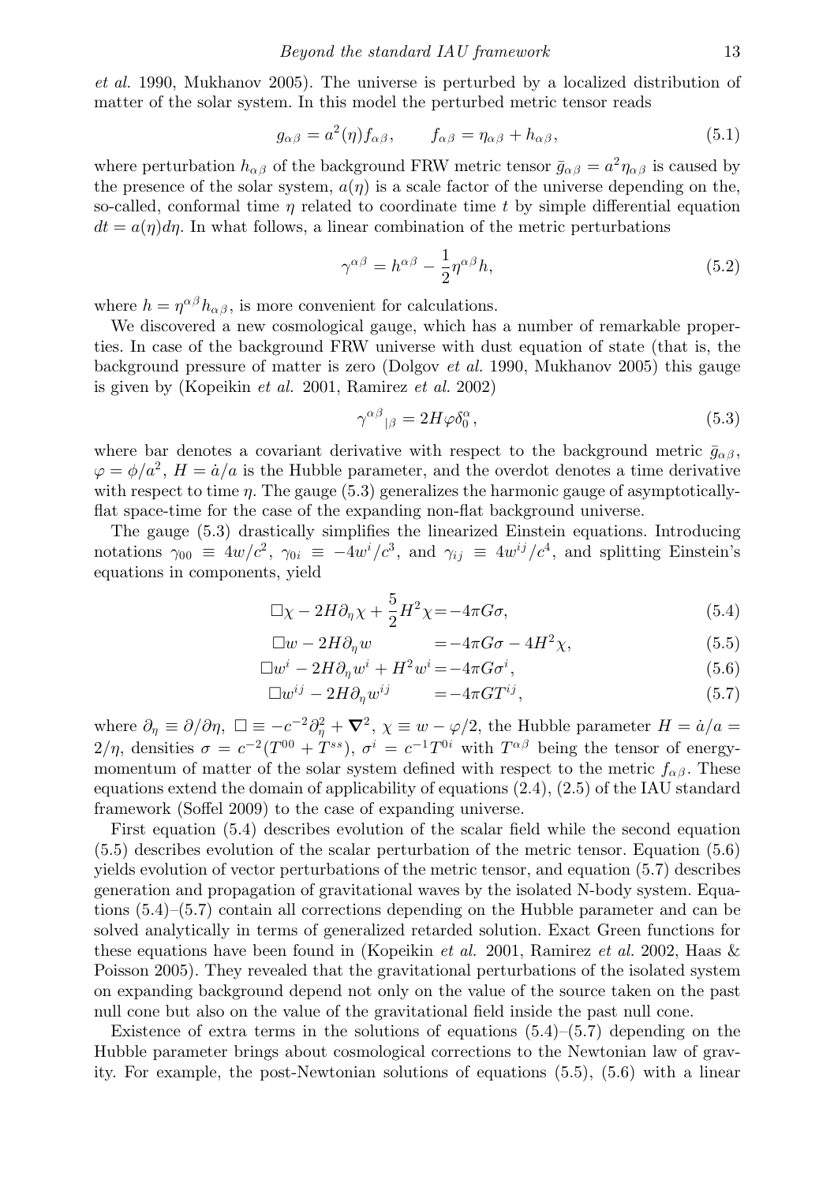*et al.* 1990, Mukhanov 2005). The universe is perturbed by a localized distribution of matter of the solar system. In this model the perturbed metric tensor reads

$$g_{\alpha\beta} = a^2(\eta) f_{\alpha\beta}, \qquad f_{\alpha\beta} = \eta_{\alpha\beta} + h_{\alpha\beta}, \tag{5.1}$$

where perturbation $h_{\alpha\beta}$ of the background FRW metric tensor $\bar{g}_{\alpha\beta} = a^2\eta_{\alpha\beta}$ is caused by the presence of the solar system, $a(\eta)$ is a scale factor of the universe depending on the, so-called, conformal time $\eta$ related to coordinate time $t$ by simple differential equation $dt = a(\eta)d\eta$. In what follows, a linear combination of the metric perturbations

$$\gamma^{\alpha\beta} = h^{\alpha\beta} - \frac{1}{2}\eta^{\alpha\beta} h, \tag{5.2}$$

where $h = \eta^{\alpha\beta} h_{\alpha\beta}$, is more convenient for calculations.

We discovered a new cosmological gauge, which has a number of remarkable properties. In case of the background FRW universe with dust equation of state (that is, the background pressure of matter is zero (Dolgov *et al.* 1990, Mukhanov 2005) this gauge is given by (Kopeikin *et al.* 2001, Ramirez *et al.* 2002)

$$\gamma^{\alpha\beta}{}_{|\beta} = 2H\varphi\delta^{\alpha}_{0}, \tag{5.3}$$

where bar denotes a covariant derivative with respect to the background metric $\bar{g}_{\alpha\beta}$, $\varphi = \phi/a^2$, $H = \dot{a}/a$ is the Hubble parameter, and the overdot denotes a time derivative with respect to time $\eta$. The gauge (5.3) generalizes the harmonic gauge of asymptotically-flat space-time for the case of the expanding non-flat background universe.

The gauge (5.3) drastically simplifies the linearized Einstein equations. Introducing notations $\gamma_{00} \equiv 4w/c^2$, $\gamma_{0i} \equiv -4w^i/c^3$, and $\gamma_{ij} \equiv 4w^{ij}/c^4$, and splitting Einstein's equations in components, yield

$$\Box\chi - 2H\partial_\eta\chi + \frac{5}{2}H^2\chi = -4\pi G\sigma, \tag{5.4}$$

$$\Box w - 2H\partial_\eta w = -4\pi G\sigma - 4H^2\chi, \tag{5.5}$$

$$\Box w^i - 2H\partial_\eta w^i + H^2 w^i = -4\pi G\sigma^i, \tag{5.6}$$

$$\Box w^{ij} - 2H\partial_\eta w^{ij} = -4\pi G T^{ij}, \tag{5.7}$$

where $\partial_\eta \equiv \partial/\partial\eta$, $\Box \equiv -c^{-2}\partial^2_\eta + \boldsymbol{\nabla}^2$, $\chi \equiv w - \varphi/2$, the Hubble parameter $H = \dot{a}/a = 2/\eta$, densities $\sigma = c^{-2}(T^{00} + T^{ss})$, $\sigma^i = c^{-1}T^{0i}$ with $T^{\alpha\beta}$ being the tensor of energy-momentum of matter of the solar system defined with respect to the metric $f_{\alpha\beta}$. These equations extend the domain of applicability of equations (2.4), (2.5) of the IAU standard framework (Soffel 2009) to the case of expanding universe.

First equation (5.4) describes evolution of the scalar field while the second equation (5.5) describes evolution of the scalar perturbation of the metric tensor. Equation (5.6) yields evolution of vector perturbations of the metric tensor, and equation (5.7) describes generation and propagation of gravitational waves by the isolated N-body system. Equations (5.4)–(5.7) contain all corrections depending on the Hubble parameter and can be solved analytically in terms of generalized retarded solution. Exact Green functions for these equations have been found in (Kopeikin *et al.* 2001, Ramirez *et al.* 2002, Haas & Poisson 2005). They revealed that the gravitational perturbations of the isolated system on expanding background depend not only on the value of the source taken on the past null cone but also on the value of the gravitational field inside the past null cone.

Existence of extra terms in the solutions of equations (5.4)–(5.7) depending on the Hubble parameter brings about cosmological corrections to the Newtonian law of gravity. For example, the post-Newtonian solutions of equations (5.5), (5.6) with a linear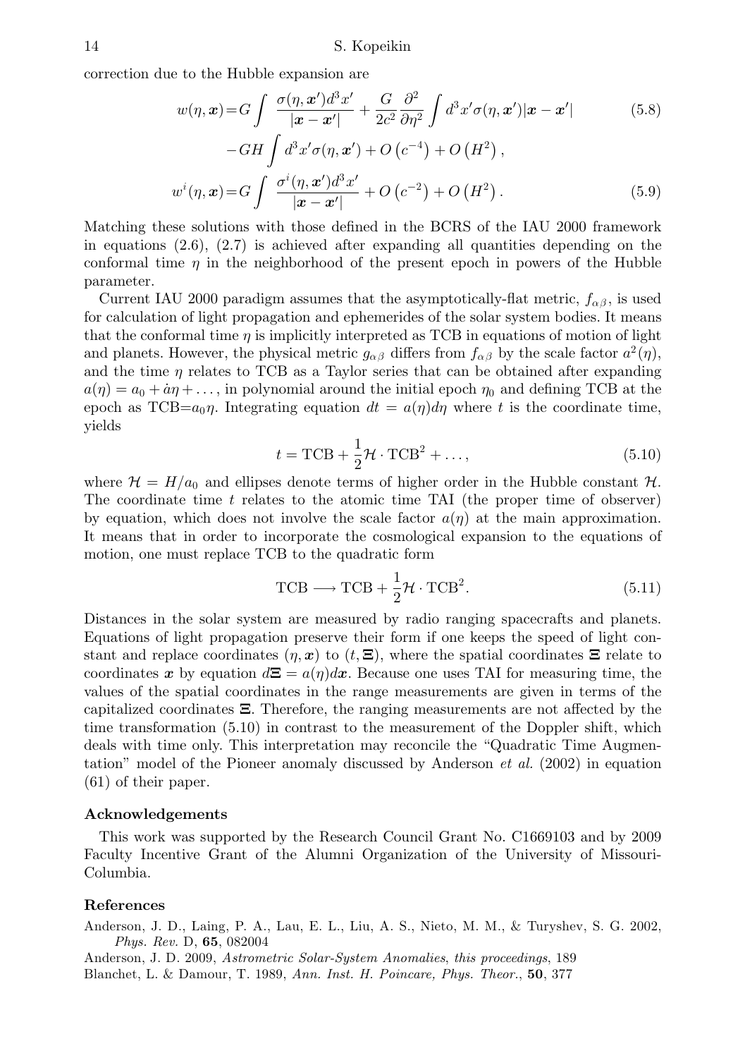correction due to the Hubble expansion are

$$w(\eta, \boldsymbol{x}) = G \int \frac{\sigma(\eta, \boldsymbol{x}')d^3x'}{|\boldsymbol{x} - \boldsymbol{x}'|} + \frac{G}{2c^2}\frac{\partial^2}{\partial \eta^2}\int d^3x'\sigma(\eta, \boldsymbol{x}')|\boldsymbol{x} - \boldsymbol{x}'| \tag{5.8}$$

$$- GH \int d^3x'\sigma(\eta, \boldsymbol{x}') + O\left(c^{-4}\right) + O\left(H^2\right),$$

$$w^i(\eta, \boldsymbol{x}) = G \int \frac{\sigma^i(\eta, \boldsymbol{x}')d^3x'}{|\boldsymbol{x} - \boldsymbol{x}'|} + O\left(c^{-2}\right) + O\left(H^2\right). \tag{5.9}$$

Matching these solutions with those defined in the BCRS of the IAU 2000 framework in equations (2.6), (2.7) is achieved after expanding all quantities depending on the conformal time $\eta$ in the neighborhood of the present epoch in powers of the Hubble parameter.

Current IAU 2000 paradigm assumes that the asymptotically-flat metric, $f_{\alpha\beta}$, is used for calculation of light propagation and ephemerides of the solar system bodies. It means that the conformal time $\eta$ is implicitly interpreted as TCB in equations of motion of light and planets. However, the physical metric $g_{\alpha\beta}$ differs from $f_{\alpha\beta}$ by the scale factor $a^2(\eta)$, and the time $\eta$ relates to TCB as a Taylor series that can be obtained after expanding $a(\eta) = a_0 + \dot{a}\eta + \ldots$, in polynomial around the initial epoch $\eta_0$ and defining TCB at the epoch as TCB$=a_0\eta$. Integrating equation $dt = a(\eta)d\eta$ where $t$ is the coordinate time, yields

$$t = \text{TCB} + \frac{1}{2}\mathcal{H} \cdot \text{TCB}^2 + \ldots, \tag{5.10}$$

where $\mathcal{H} = H/a_0$ and ellipses denote terms of higher order in the Hubble constant $\mathcal{H}$. The coordinate time $t$ relates to the atomic time TAI (the proper time of observer) by equation, which does not involve the scale factor $a(\eta)$ at the main approximation. It means that in order to incorporate the cosmological expansion to the equations of motion, one must replace TCB to the quadratic form

$$\text{TCB} \longrightarrow \text{TCB} + \frac{1}{2}\mathcal{H} \cdot \text{TCB}^2. \tag{5.11}$$

Distances in the solar system are measured by radio ranging spacecrafts and planets. Equations of light propagation preserve their form if one keeps the speed of light constant and replace coordinates $(\eta, \boldsymbol{x})$ to $(t, \boldsymbol{\Xi})$, where the spatial coordinates $\boldsymbol{\Xi}$ relate to coordinates $\boldsymbol{x}$ by equation $d\boldsymbol{\Xi} = a(\eta)d\boldsymbol{x}$. Because one uses TAI for measuring time, the values of the spatial coordinates in the range measurements are given in terms of the capitalized coordinates $\boldsymbol{\Xi}$. Therefore, the ranging measurements are not affected by the time transformation (5.10) in contrast to the measurement of the Doppler shift, which deals with time only. This interpretation may reconcile the "Quadratic Time Augmentation" model of the Pioneer anomaly discussed by Anderson *et al.* (2002) in equation (61) of their paper.

## Acknowledgements

This work was supported by the Research Council Grant No. C1669103 and by 2009 Faculty Incentive Grant of the Alumni Organization of the University of Missouri-Columbia.

## References

Anderson, J. D., Laing, P. A., Lau, E. L., Liu, A. S., Nieto, M. M., & Turyshev, S. G. 2002, *Phys. Rev.* D, **65**, 082004

Anderson, J. D. 2009, *Astrometric Solar-System Anomalies*, *this proceedings*, 189

Blanchet, L. & Damour, T. 1989, *Ann. Inst. H. Poincare, Phys. Theor.*, **50**, 377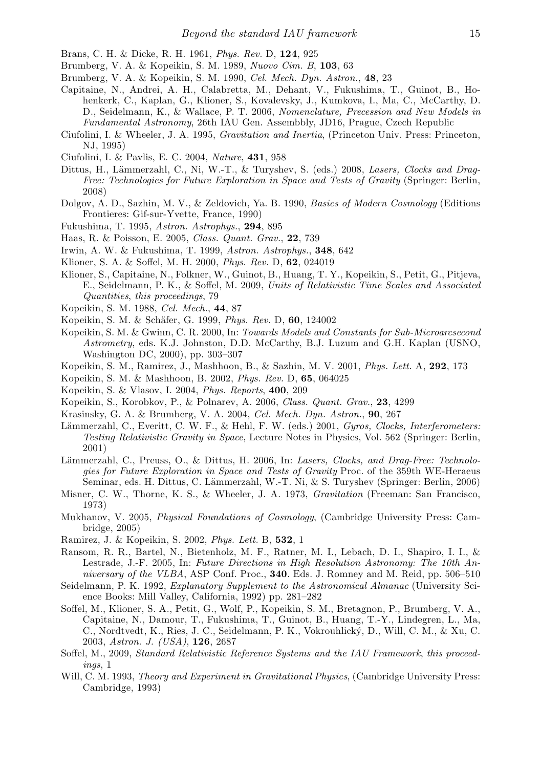Brans, C. H. & Dicke, R. H. 1961, *Phys. Rev.* D, **124**, 925

Brumberg, V. A. & Kopeikin, S. M. 1989, *Nuovo Cim. B*, **103**, 63

Brumberg, V. A. & Kopeikin, S. M. 1990, *Cel. Mech. Dyn. Astron.*, **48**, 23

Capitaine, N., Andrei, A. H., Calabretta, M., Dehant, V., Fukushima, T., Guinot, B., Hohenkerk, C., Kaplan, G., Klioner, S., Kovalevsky, J., Kumkova, I., Ma, C., McCarthy, D. D., Seidelmann, K., & Wallace, P. T. 2006, *Nomenclature, Precession and New Models in Fundamental Astronomy*, 26th IAU Gen. Assembbly, JD16, Prague, Czech Republic

Ciufolini, I. & Wheeler, J. A. 1995, *Gravitation and Inertia*, (Princeton Univ. Press: Princeton, NJ, 1995)

Ciufolini, I. & Pavlis, E. C. 2004, *Nature*, **431**, 958

Dittus, H., Lämmerzahl, C., Ni, W.-T., & Turyshev, S. (eds.) 2008, *Lasers, Clocks and Drag-Free: Technologies for Future Exploration in Space and Tests of Gravity* (Springer: Berlin, 2008)

Dolgov, A. D., Sazhin, M. V., & Zeldovich, Ya. B. 1990, *Basics of Modern Cosmology* (Editions Frontieres: Gif-sur-Yvette, France, 1990)

Fukushima, T. 1995, *Astron. Astrophys.*, **294**, 895

Haas, R. & Poisson, E. 2005, *Class. Quant. Grav.*, **22**, 739

Irwin, A. W. & Fukushima, T. 1999, *Astron. Astrophys.*, **348**, 642

Klioner, S. A. & Soffel, M. H. 2000, *Phys. Rev.* D, **62**, 024019

Klioner, S., Capitaine, N., Folkner, W., Guinot, B., Huang, T. Y., Kopeikin, S., Petit, G., Pitjeva, E., Seidelmann, P. K., & Soffel, M. 2009, *Units of Relativistic Time Scales and Associated Quantities*, *this proceedings*, 79

Kopeikin, S. M. 1988, *Cel. Mech.*, **44**, 87

Kopeikin, S. M. & Schäfer, G. 1999, *Phys. Rev.* D, **60**, 124002

Kopeikin, S. M. & Gwinn, C. R. 2000, In: *Towards Models and Constants for Sub-Microarcsecond Astrometry*, eds. K.J. Johnston, D.D. McCarthy, B.J. Luzum and G.H. Kaplan (USNO, Washington DC, 2000), pp. 303–307

Kopeikin, S. M., Ramirez, J., Mashhoon, B., & Sazhin, M. V. 2001, *Phys. Lett.* A, **292**, 173

Kopeikin, S. M. & Mashhoon, B. 2002, *Phys. Rev.* D, **65**, 064025

Kopeikin, S. & Vlasov, I. 2004, *Phys. Reports*, **400**, 209

Kopeikin, S., Korobkov, P., & Polnarev, A. 2006, *Class. Quant. Grav.*, **23**, 4299

Krasinsky, G. A. & Brumberg, V. A. 2004, *Cel. Mech. Dyn. Astron.*, **90**, 267

Lämmerzahl, C., Everitt, C. W. F., & Hehl, F. W. (eds.) 2001, *Gyros, Clocks, Interferometers: Testing Relativistic Gravity in Space*, Lecture Notes in Physics, Vol. 562 (Springer: Berlin, 2001)

Lämmerzahl, C., Preuss, O., & Dittus, H. 2006, In: *Lasers, Clocks, and Drag-Free: Technologies for Future Exploration in Space and Tests of Gravity* Proc. of the 359th WE-Heraeus Seminar, eds. H. Dittus, C. Lämmerzahl, W.-T. Ni, & S. Turyshev (Springer: Berlin, 2006)

Misner, C. W., Thorne, K. S., & Wheeler, J. A. 1973, *Gravitation* (Freeman: San Francisco, 1973)

Mukhanov, V. 2005, *Physical Foundations of Cosmology*, (Cambridge University Press: Cambridge, 2005)

Ramirez, J. & Kopeikin, S. 2002, *Phys. Lett.* B, **532**, 1

Ransom, R. R., Bartel, N., Bietenholz, M. F., Ratner, M. I., Lebach, D. I., Shapiro, I. I., & Lestrade, J.-F. 2005, In: *Future Directions in High Resolution Astronomy: The 10th Anniversary of the VLBA*, ASP Conf. Proc., **340**. Eds. J. Romney and M. Reid, pp. 506–510

Seidelmann, P. K. 1992, *Explanatory Supplement to the Astronomical Almanac* (University Science Books: Mill Valley, California, 1992) pp. 281–282

Soffel, M., Klioner, S. A., Petit, G., Wolf, P., Kopeikin, S. M., Bretagnon, P., Brumberg, V. A., Capitaine, N., Damour, T., Fukushima, T., Guinot, B., Huang, T.-Y., Lindegren, L., Ma, C., Nordtvedt, K., Ries, J. C., Seidelmann, P. K., Vokrouhlický, D., Will, C. M., & Xu, C. 2003, *Astron. J. (USA)*, **126**, 2687

Soffel, M., 2009, *Standard Relativistic Reference Systems and the IAU Framework*, *this proceedings*, 1

Will, C. M. 1993, *Theory and Experiment in Gravitational Physics*, (Cambridge University Press: Cambridge, 1993)